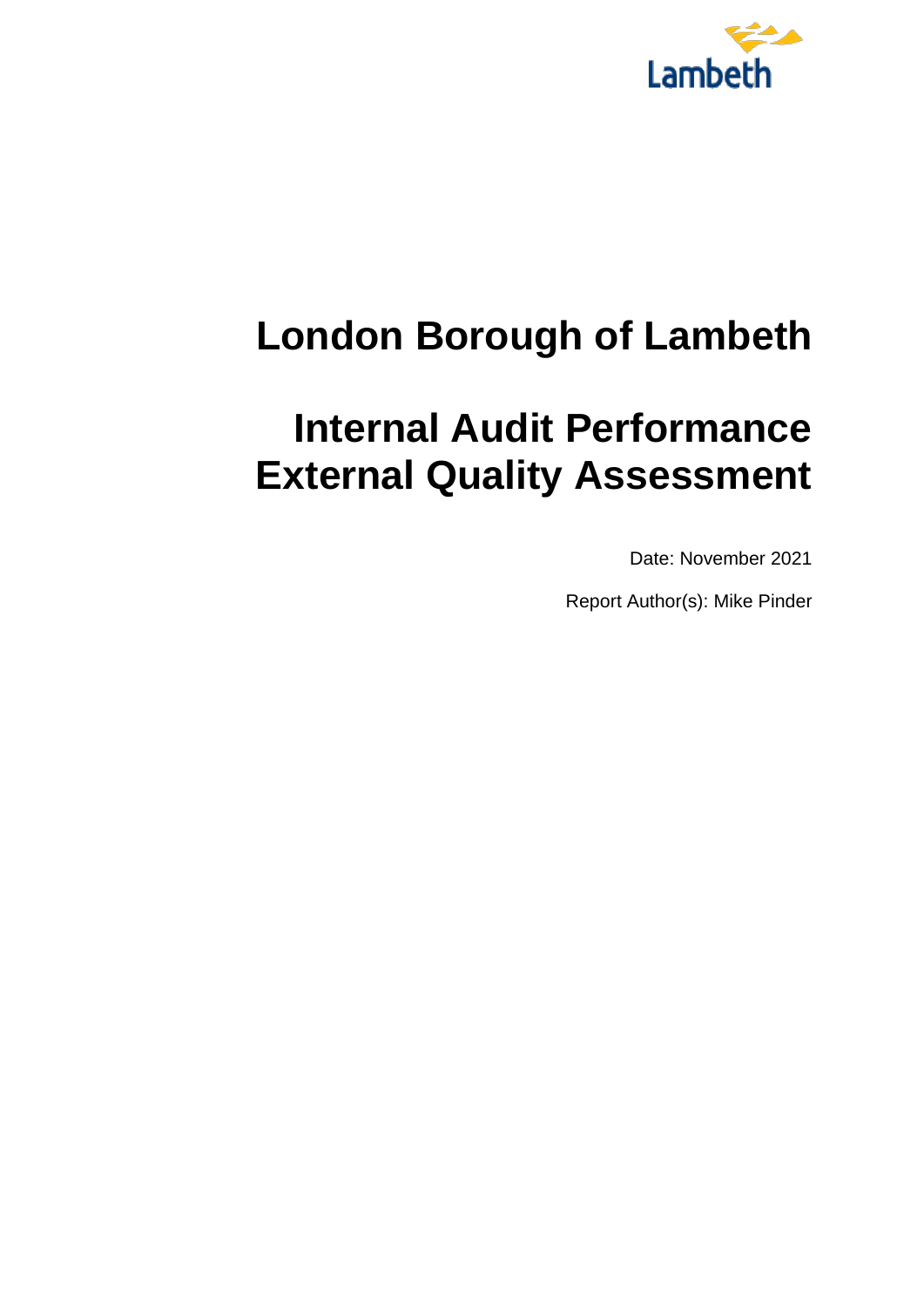Lambeth

# London Borough of Lambeth

# Internal Audit Performance External Quality Assessment

Date: November 2021

Report Author(s): Mike Pinder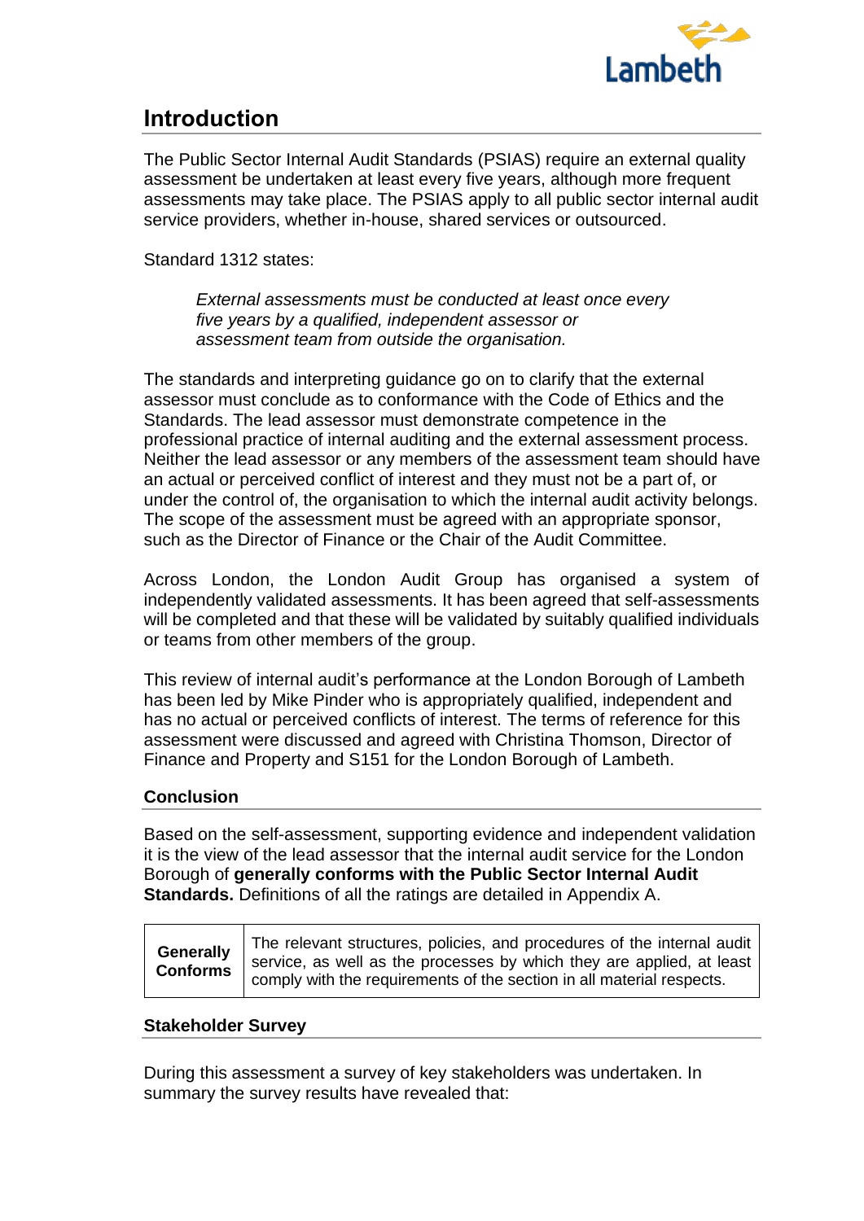## Introduction

The Public Sector Internal Audit Standards (PSIAS) require an external quality assessment be undertaken at least every five years, although more frequent assessments may take place. The PSIAS apply to all public sector internal audit service providers, whether in-house, shared services or outsourced.

Standard 1312 states:

> *External assessments must be conducted at least once every five years by a qualified, independent assessor or assessment team from outside the organisation.*

The standards and interpreting guidance go on to clarify that the external assessor must conclude as to conformance with the Code of Ethics and the Standards. The lead assessor must demonstrate competence in the professional practice of internal auditing and the external assessment process. Neither the lead assessor or any members of the assessment team should have an actual or perceived conflict of interest and they must not be a part of, or under the control of, the organisation to which the internal audit activity belongs. The scope of the assessment must be agreed with an appropriate sponsor, such as the Director of Finance or the Chair of the Audit Committee.

Across London, the London Audit Group has organised a system of independently validated assessments. It has been agreed that self-assessments will be completed and that these will be validated by suitably qualified individuals or teams from other members of the group.

This review of internal audit's performance at the London Borough of Lambeth has been led by Mike Pinder who is appropriately qualified, independent and has no actual or perceived conflicts of interest. The terms of reference for this assessment were discussed and agreed with Christina Thomson, Director of Finance and Property and S151 for the London Borough of Lambeth.

### Conclusion

Based on the self-assessment, supporting evidence and independent validation it is the view of the lead assessor that the internal audit service for the London Borough of **generally conforms with the Public Sector Internal Audit Standards.** Definitions of all the ratings are detailed in Appendix A.

| | |
|---|---|
| **Generally Conforms** | The relevant structures, policies, and procedures of the internal audit service, as well as the processes by which they are applied, at least comply with the requirements of the section in all material respects. |

### Stakeholder Survey

During this assessment a survey of key stakeholders was undertaken. In summary the survey results have revealed that: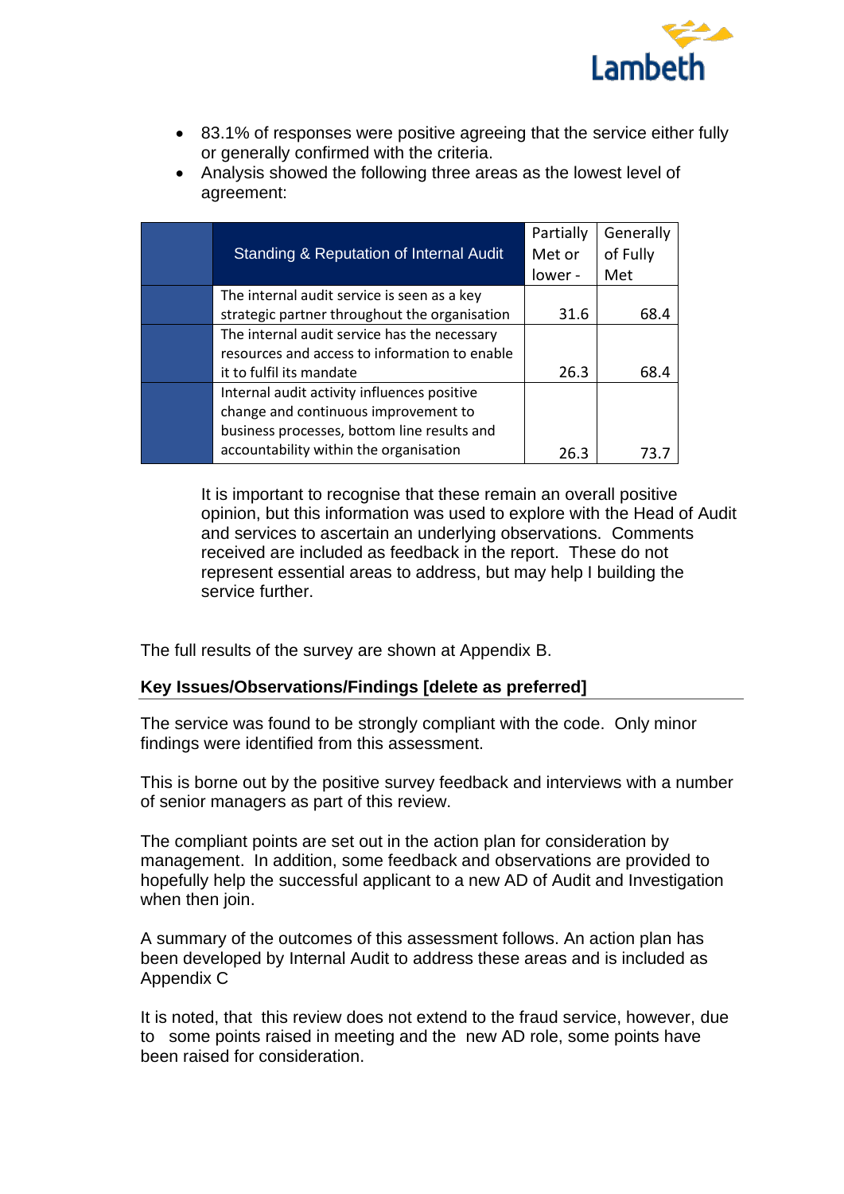- 83.1% of responses were positive agreeing that the service either fully or generally confirmed with the criteria.
- Analysis showed the following three areas as the lowest level of agreement:

| | Standing & Reputation of Internal Audit | Partially Met or lower - | Generally of Fully Met |
|---|---|---|---|
| | The internal audit service is seen as a key strategic partner throughout the organisation | 31.6 | 68.4 |
| | The internal audit service has the necessary resources and access to information to enable it to fulfil its mandate | 26.3 | 68.4 |
| | Internal audit activity influences positive change and continuous improvement to business processes, bottom line results and accountability within the organisation | 26.3 | 73.7 |

It is important to recognise that these remain an overall positive opinion, but this information was used to explore with the Head of Audit and services to ascertain an underlying observations. Comments received are included as feedback in the report. These do not represent essential areas to address, but may help I building the service further.

The full results of the survey are shown at Appendix B.

**Key Issues/Observations/Findings [delete as preferred]**

The service was found to be strongly compliant with the code. Only minor findings were identified from this assessment.

This is borne out by the positive survey feedback and interviews with a number of senior managers as part of this review.

The compliant points are set out in the action plan for consideration by management. In addition, some feedback and observations are provided to hopefully help the successful applicant to a new AD of Audit and Investigation when then join.

A summary of the outcomes of this assessment follows. An action plan has been developed by Internal Audit to address these areas and is included as Appendix C

It is noted, that this review does not extend to the fraud service, however, due to some points raised in meeting and the new AD role, some points have been raised for consideration.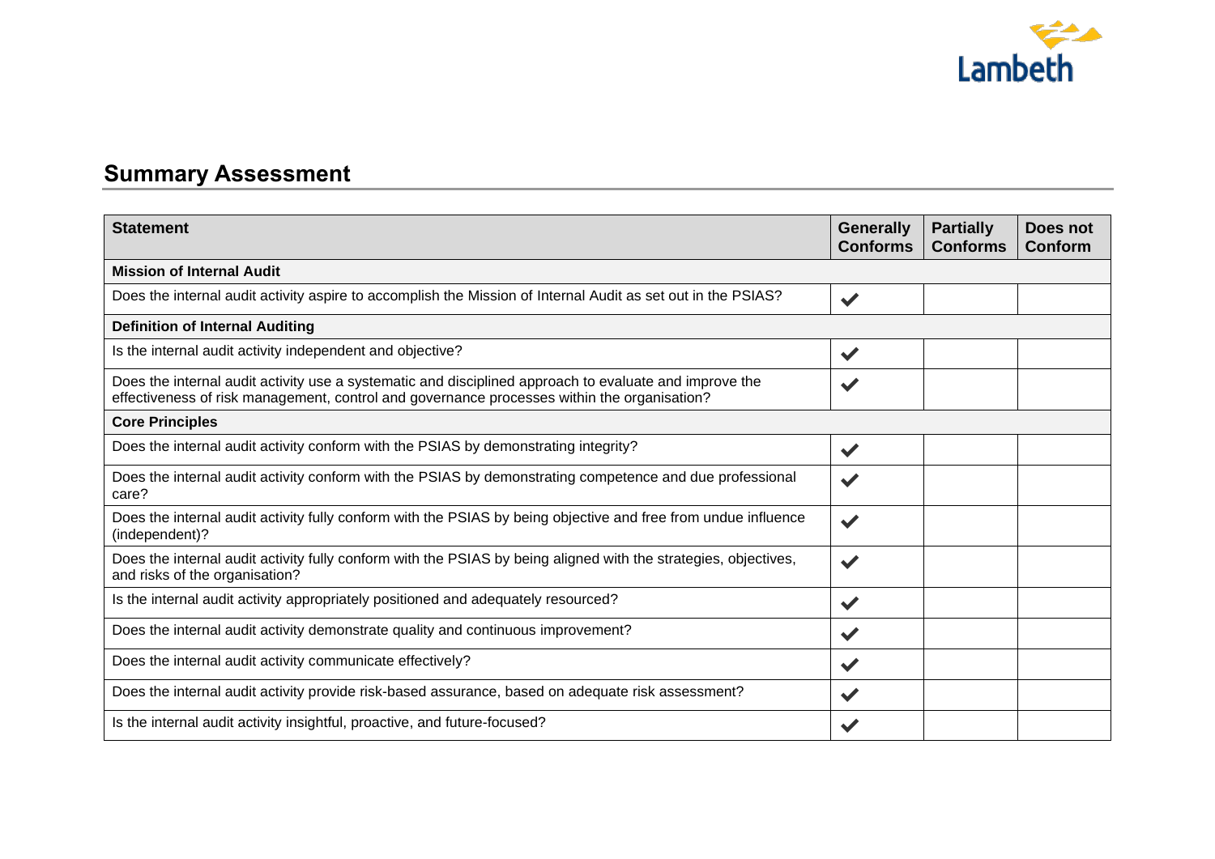## Summary Assessment

| Statement | Generally Conforms | Partially Conforms | Does not Conform |
|---|---|---|---|
| **Mission of Internal Audit** | | | |
| Does the internal audit activity aspire to accomplish the Mission of Internal Audit as set out in the PSIAS? | ✔ | | |
| **Definition of Internal Auditing** | | | |
| Is the internal audit activity independent and objective? | ✔ | | |
| Does the internal audit activity use a systematic and disciplined approach to evaluate and improve the effectiveness of risk management, control and governance processes within the organisation? | ✔ | | |
| **Core Principles** | | | |
| Does the internal audit activity conform with the PSIAS by demonstrating integrity? | ✔ | | |
| Does the internal audit activity conform with the PSIAS by demonstrating competence and due professional care? | ✔ | | |
| Does the internal audit activity fully conform with the PSIAS by being objective and free from undue influence (independent)? | ✔ | | |
| Does the internal audit activity fully conform with the PSIAS by being aligned with the strategies, objectives, and risks of the organisation? | ✔ | | |
| Is the internal audit activity appropriately positioned and adequately resourced? | ✔ | | |
| Does the internal audit activity demonstrate quality and continuous improvement? | ✔ | | |
| Does the internal audit activity communicate effectively? | ✔ | | |
| Does the internal audit activity provide risk-based assurance, based on adequate risk assessment? | ✔ | | |
| Is the internal audit activity insightful, proactive, and future-focused? | ✔ | | |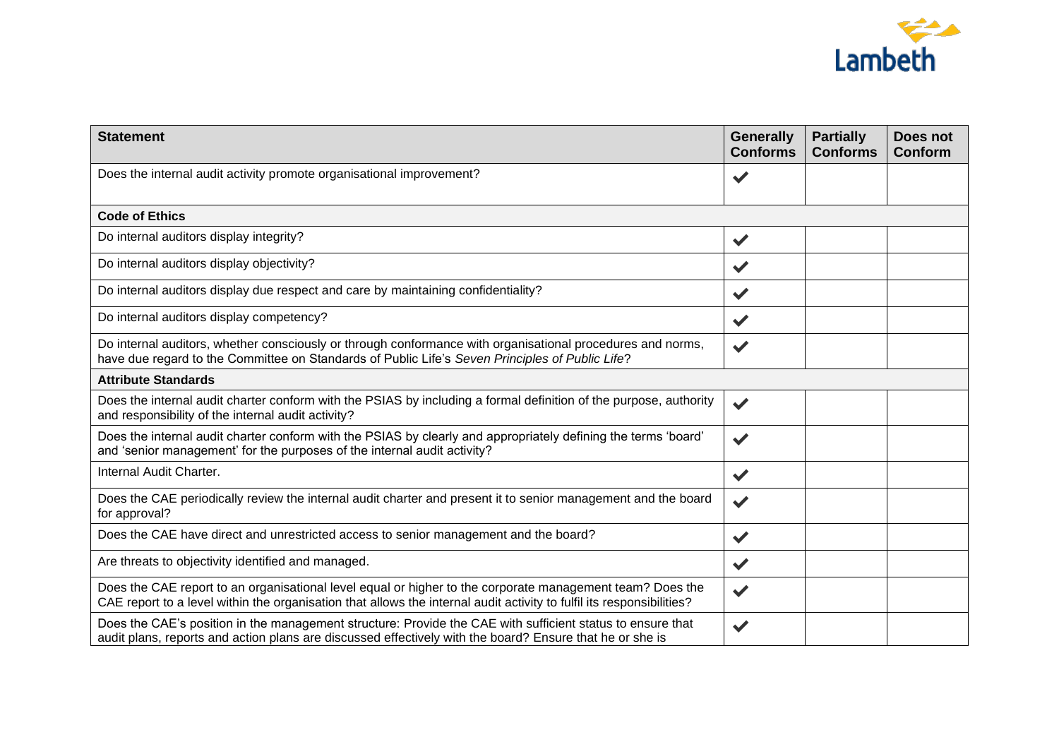| Statement | Generally Conforms | Partially Conforms | Does not Conform |
|---|---|---|---|
| Does the internal audit activity promote organisational improvement? | ✔ | | |
| **Code of Ethics** | | | |
| Do internal auditors display integrity? | ✔ | | |
| Do internal auditors display objectivity? | ✔ | | |
| Do internal auditors display due respect and care by maintaining confidentiality? | ✔ | | |
| Do internal auditors display competency? | ✔ | | |
| Do internal auditors, whether consciously or through conformance with organisational procedures and norms, have due regard to the Committee on Standards of Public Life's *Seven Principles of Public Life*? | ✔ | | |
| **Attribute Standards** | | | |
| Does the internal audit charter conform with the PSIAS by including a formal definition of the purpose, authority and responsibility of the internal audit activity? | ✔ | | |
| Does the internal audit charter conform with the PSIAS by clearly and appropriately defining the terms 'board' and 'senior management' for the purposes of the internal audit activity? | ✔ | | |
| Internal Audit Charter. | ✔ | | |
| Does the CAE periodically review the internal audit charter and present it to senior management and the board for approval? | ✔ | | |
| Does the CAE have direct and unrestricted access to senior management and the board? | ✔ | | |
| Are threats to objectivity identified and managed. | ✔ | | |
| Does the CAE report to an organisational level equal or higher to the corporate management team? Does the CAE report to a level within the organisation that allows the internal audit activity to fulfil its responsibilities? | ✔ | | |
| Does the CAE's position in the management structure: Provide the CAE with sufficient status to ensure that audit plans, reports and action plans are discussed effectively with the board? Ensure that he or she is | ✔ | | |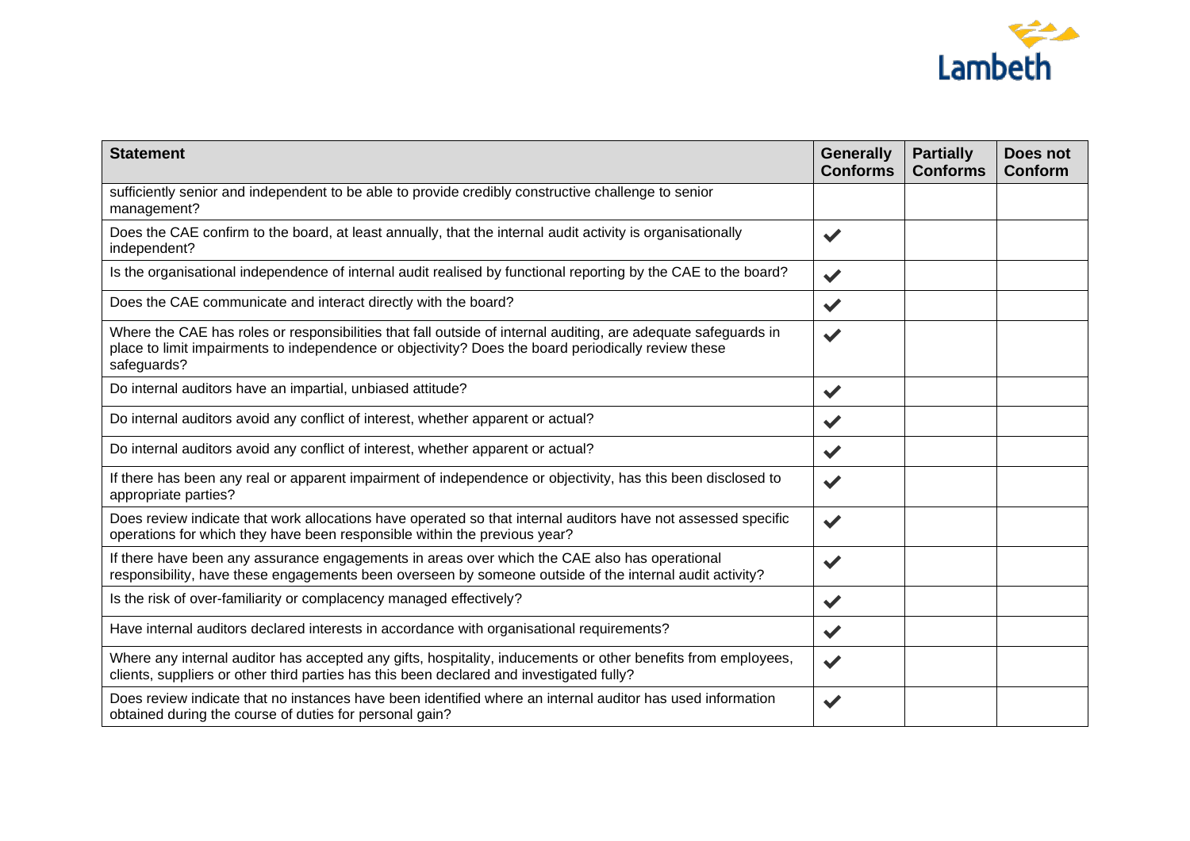| Statement | Generally Conforms | Partially Conforms | Does not Conform |
|---|---|---|---|
| sufficiently senior and independent to be able to provide credibly constructive challenge to senior management? | | | |
| Does the CAE confirm to the board, at least annually, that the internal audit activity is organisationally independent? | ✔ | | |
| Is the organisational independence of internal audit realised by functional reporting by the CAE to the board? | ✔ | | |
| Does the CAE communicate and interact directly with the board? | ✔ | | |
| Where the CAE has roles or responsibilities that fall outside of internal auditing, are adequate safeguards in place to limit impairments to independence or objectivity? Does the board periodically review these safeguards? | ✔ | | |
| Do internal auditors have an impartial, unbiased attitude? | ✔ | | |
| Do internal auditors avoid any conflict of interest, whether apparent or actual? | ✔ | | |
| Do internal auditors avoid any conflict of interest, whether apparent or actual? | ✔ | | |
| If there has been any real or apparent impairment of independence or objectivity, has this been disclosed to appropriate parties? | ✔ | | |
| Does review indicate that work allocations have operated so that internal auditors have not assessed specific operations for which they have been responsible within the previous year? | ✔ | | |
| If there have been any assurance engagements in areas over which the CAE also has operational responsibility, have these engagements been overseen by someone outside of the internal audit activity? | ✔ | | |
| Is the risk of over-familiarity or complacency managed effectively? | ✔ | | |
| Have internal auditors declared interests in accordance with organisational requirements? | ✔ | | |
| Where any internal auditor has accepted any gifts, hospitality, inducements or other benefits from employees, clients, suppliers or other third parties has this been declared and investigated fully? | ✔ | | |
| Does review indicate that no instances have been identified where an internal auditor has used information obtained during the course of duties for personal gain? | ✔ | | |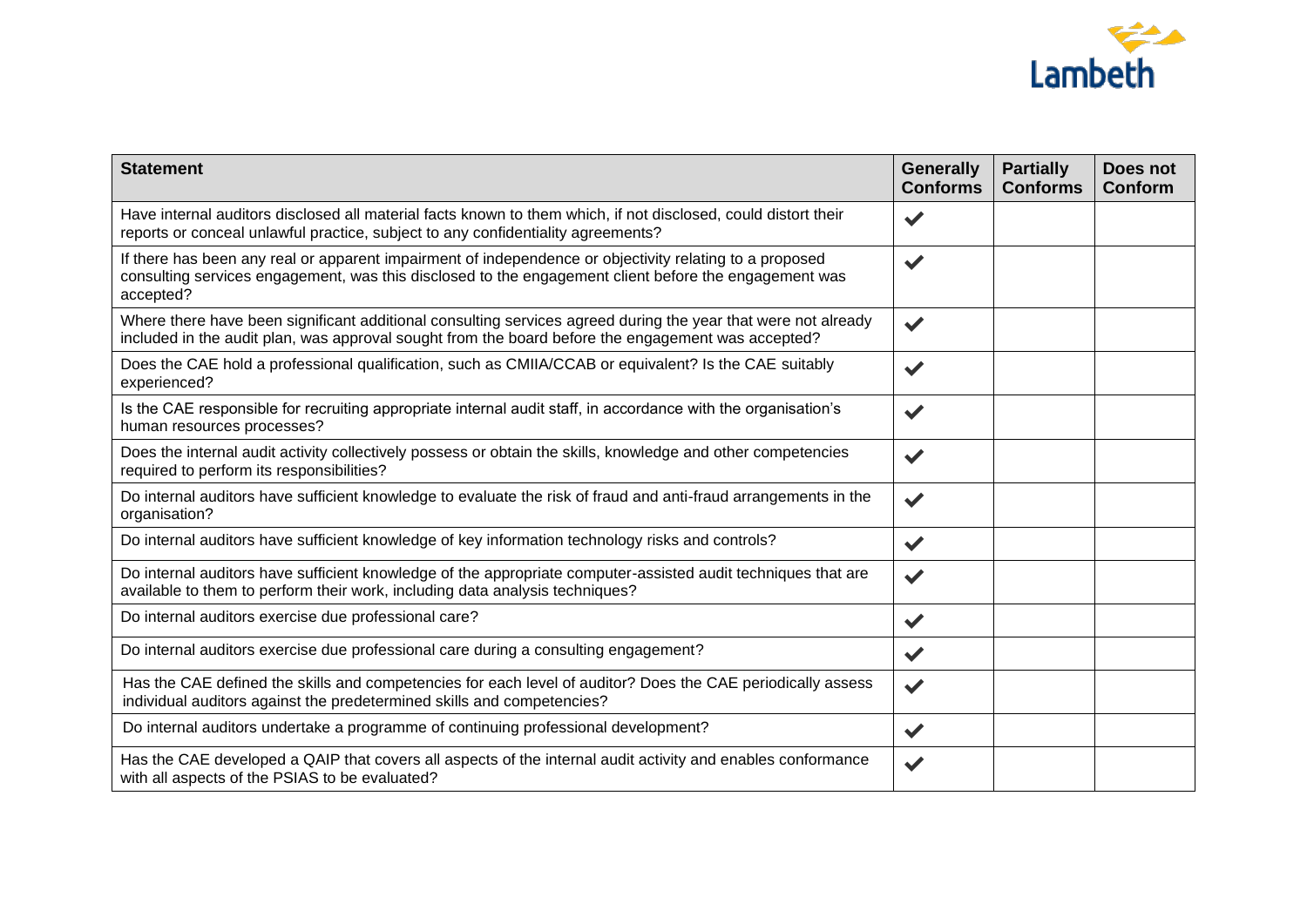| Statement | Generally Conforms | Partially Conforms | Does not Conform |
|---|---|---|---|
| Have internal auditors disclosed all material facts known to them which, if not disclosed, could distort their reports or conceal unlawful practice, subject to any confidentiality agreements? | ✔ | | |
| If there has been any real or apparent impairment of independence or objectivity relating to a proposed consulting services engagement, was this disclosed to the engagement client before the engagement was accepted? | ✔ | | |
| Where there have been significant additional consulting services agreed during the year that were not already included in the audit plan, was approval sought from the board before the engagement was accepted? | ✔ | | |
| Does the CAE hold a professional qualification, such as CMIIA/CCAB or equivalent? Is the CAE suitably experienced? | ✔ | | |
| Is the CAE responsible for recruiting appropriate internal audit staff, in accordance with the organisation's human resources processes? | ✔ | | |
| Does the internal audit activity collectively possess or obtain the skills, knowledge and other competencies required to perform its responsibilities? | ✔ | | |
| Do internal auditors have sufficient knowledge to evaluate the risk of fraud and anti-fraud arrangements in the organisation? | ✔ | | |
| Do internal auditors have sufficient knowledge of key information technology risks and controls? | ✔ | | |
| Do internal auditors have sufficient knowledge of the appropriate computer-assisted audit techniques that are available to them to perform their work, including data analysis techniques? | ✔ | | |
| Do internal auditors exercise due professional care? | ✔ | | |
| Do internal auditors exercise due professional care during a consulting engagement? | ✔ | | |
| Has the CAE defined the skills and competencies for each level of auditor? Does the CAE periodically assess individual auditors against the predetermined skills and competencies? | ✔ | | |
| Do internal auditors undertake a programme of continuing professional development? | ✔ | | |
| Has the CAE developed a QAIP that covers all aspects of the internal audit activity and enables conformance with all aspects of the PSIAS to be evaluated? | ✔ | | |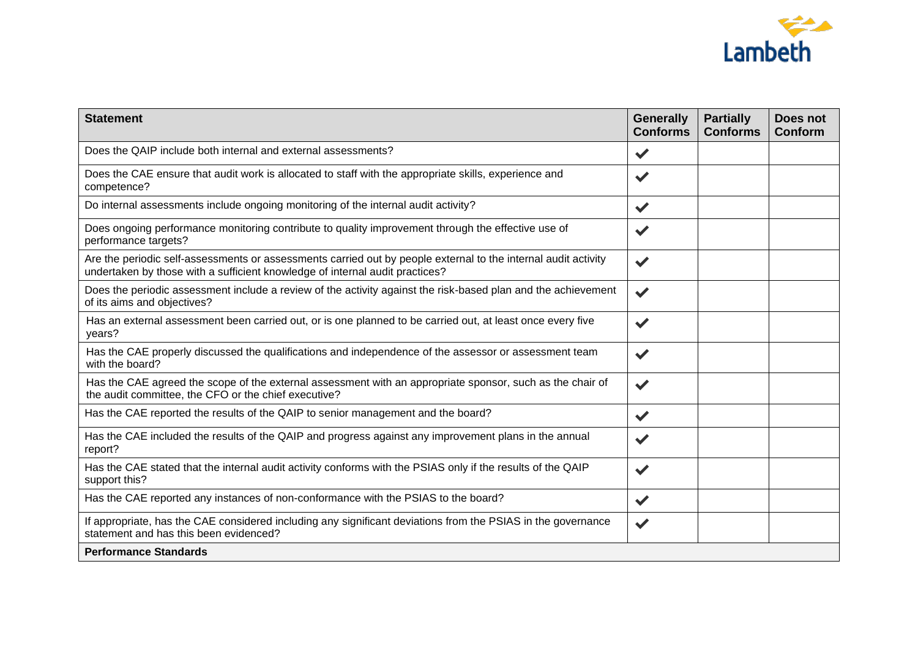| Statement | Generally Conforms | Partially Conforms | Does not Conform |
|---|---|---|---|
| Does the QAIP include both internal and external assessments? | ✔ | | |
| Does the CAE ensure that audit work is allocated to staff with the appropriate skills, experience and competence? | ✔ | | |
| Do internal assessments include ongoing monitoring of the internal audit activity? | ✔ | | |
| Does ongoing performance monitoring contribute to quality improvement through the effective use of performance targets? | ✔ | | |
| Are the periodic self-assessments or assessments carried out by people external to the internal audit activity undertaken by those with a sufficient knowledge of internal audit practices? | ✔ | | |
| Does the periodic assessment include a review of the activity against the risk-based plan and the achievement of its aims and objectives? | ✔ | | |
| Has an external assessment been carried out, or is one planned to be carried out, at least once every five years? | ✔ | | |
| Has the CAE properly discussed the qualifications and independence of the assessor or assessment team with the board? | ✔ | | |
| Has the CAE agreed the scope of the external assessment with an appropriate sponsor, such as the chair of the audit committee, the CFO or the chief executive? | ✔ | | |
| Has the CAE reported the results of the QAIP to senior management and the board? | ✔ | | |
| Has the CAE included the results of the QAIP and progress against any improvement plans in the annual report? | ✔ | | |
| Has the CAE stated that the internal audit activity conforms with the PSIAS only if the results of the QAIP support this? | ✔ | | |
| Has the CAE reported any instances of non-conformance with the PSIAS to the board? | ✔ | | |
| If appropriate, has the CAE considered including any significant deviations from the PSIAS in the governance statement and has this been evidenced? | ✔ | | |
| **Performance Standards** | | | |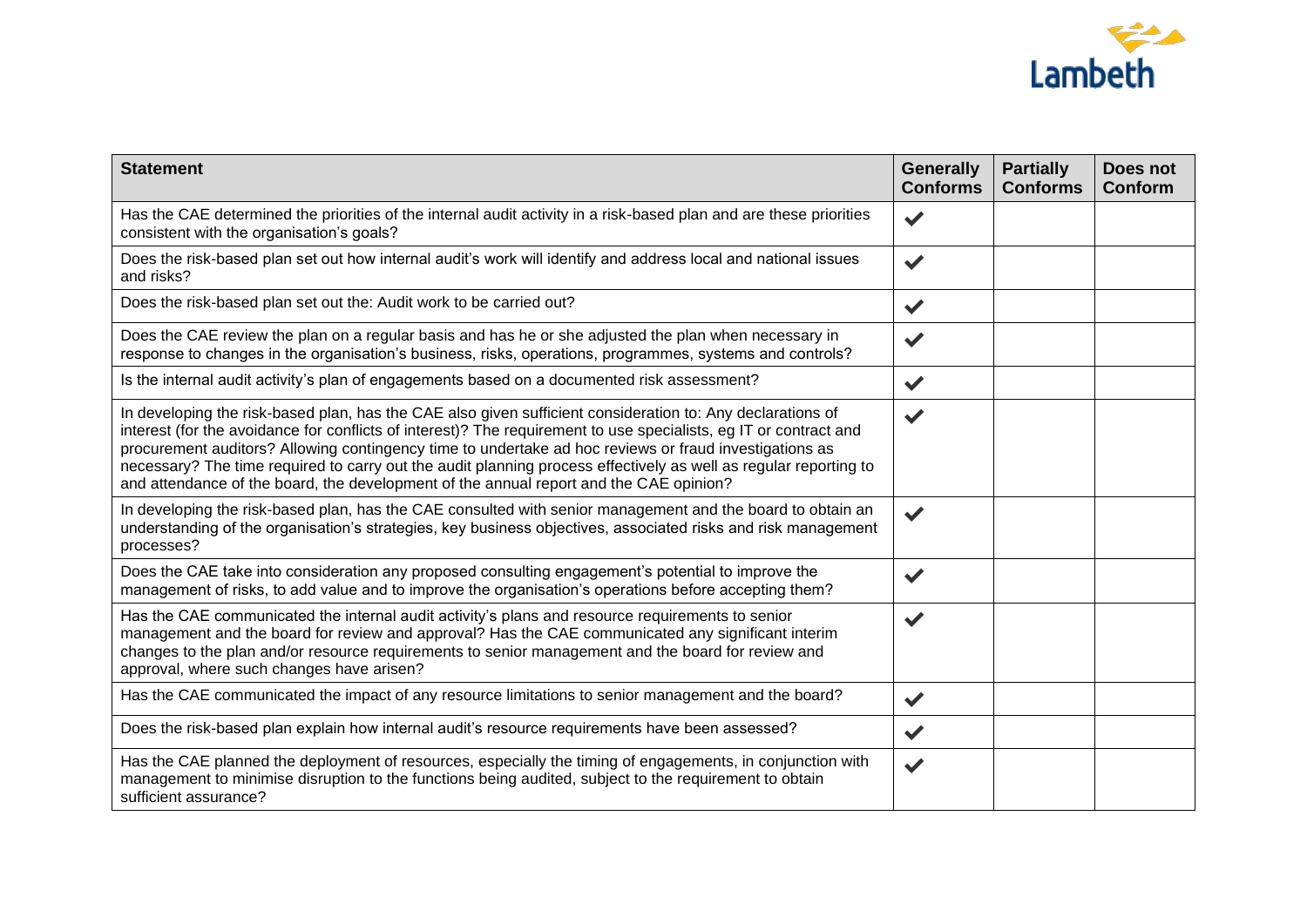| Statement | Generally Conforms | Partially Conforms | Does not Conform |
|---|---|---|---|
| Has the CAE determined the priorities of the internal audit activity in a risk-based plan and are these priorities consistent with the organisation's goals? | ✔ | | |
| Does the risk-based plan set out how internal audit's work will identify and address local and national issues and risks? | ✔ | | |
| Does the risk-based plan set out the: Audit work to be carried out? | ✔ | | |
| Does the CAE review the plan on a regular basis and has he or she adjusted the plan when necessary in response to changes in the organisation's business, risks, operations, programmes, systems and controls? | ✔ | | |
| Is the internal audit activity's plan of engagements based on a documented risk assessment? | ✔ | | |
| In developing the risk-based plan, has the CAE also given sufficient consideration to: Any declarations of interest (for the avoidance for conflicts of interest)? The requirement to use specialists, eg IT or contract and procurement auditors? Allowing contingency time to undertake ad hoc reviews or fraud investigations as necessary? The time required to carry out the audit planning process effectively as well as regular reporting to and attendance of the board, the development of the annual report and the CAE opinion? | ✔ | | |
| In developing the risk-based plan, has the CAE consulted with senior management and the board to obtain an understanding of the organisation's strategies, key business objectives, associated risks and risk management processes? | ✔ | | |
| Does the CAE take into consideration any proposed consulting engagement's potential to improve the management of risks, to add value and to improve the organisation's operations before accepting them? | ✔ | | |
| Has the CAE communicated the internal audit activity's plans and resource requirements to senior management and the board for review and approval? Has the CAE communicated any significant interim changes to the plan and/or resource requirements to senior management and the board for review and approval, where such changes have arisen? | ✔ | | |
| Has the CAE communicated the impact of any resource limitations to senior management and the board? | ✔ | | |
| Does the risk-based plan explain how internal audit's resource requirements have been assessed? | ✔ | | |
| Has the CAE planned the deployment of resources, especially the timing of engagements, in conjunction with management to minimise disruption to the functions being audited, subject to the requirement to obtain sufficient assurance? | ✔ | | |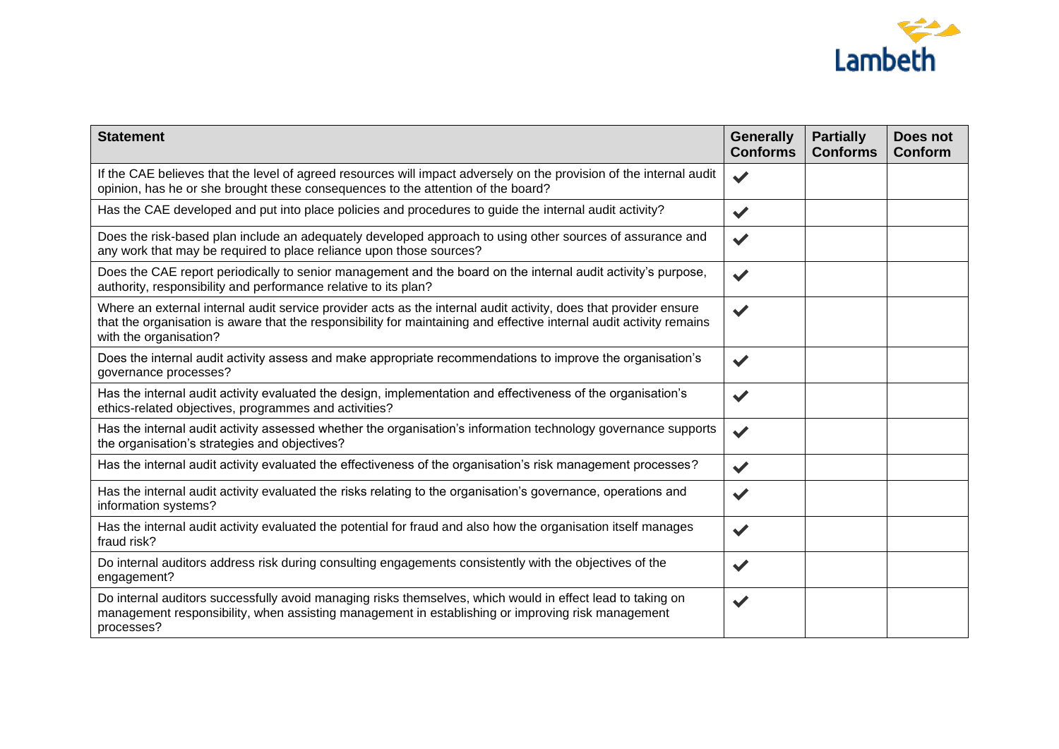| Statement | Generally Conforms | Partially Conforms | Does not Conform |
|---|---|---|---|
| If the CAE believes that the level of agreed resources will impact adversely on the provision of the internal audit opinion, has he or she brought these consequences to the attention of the board? | ✔ | | |
| Has the CAE developed and put into place policies and procedures to guide the internal audit activity? | ✔ | | |
| Does the risk-based plan include an adequately developed approach to using other sources of assurance and any work that may be required to place reliance upon those sources? | ✔ | | |
| Does the CAE report periodically to senior management and the board on the internal audit activity's purpose, authority, responsibility and performance relative to its plan? | ✔ | | |
| Where an external internal audit service provider acts as the internal audit activity, does that provider ensure that the organisation is aware that the responsibility for maintaining and effective internal audit activity remains with the organisation? | ✔ | | |
| Does the internal audit activity assess and make appropriate recommendations to improve the organisation's governance processes? | ✔ | | |
| Has the internal audit activity evaluated the design, implementation and effectiveness of the organisation's ethics-related objectives, programmes and activities? | ✔ | | |
| Has the internal audit activity assessed whether the organisation's information technology governance supports the organisation's strategies and objectives? | ✔ | | |
| Has the internal audit activity evaluated the effectiveness of the organisation's risk management processes? | ✔ | | |
| Has the internal audit activity evaluated the risks relating to the organisation's governance, operations and information systems? | ✔ | | |
| Has the internal audit activity evaluated the potential for fraud and also how the organisation itself manages fraud risk? | ✔ | | |
| Do internal auditors address risk during consulting engagements consistently with the objectives of the engagement? | ✔ | | |
| Do internal auditors successfully avoid managing risks themselves, which would in effect lead to taking on management responsibility, when assisting management in establishing or improving risk management processes? | ✔ | | |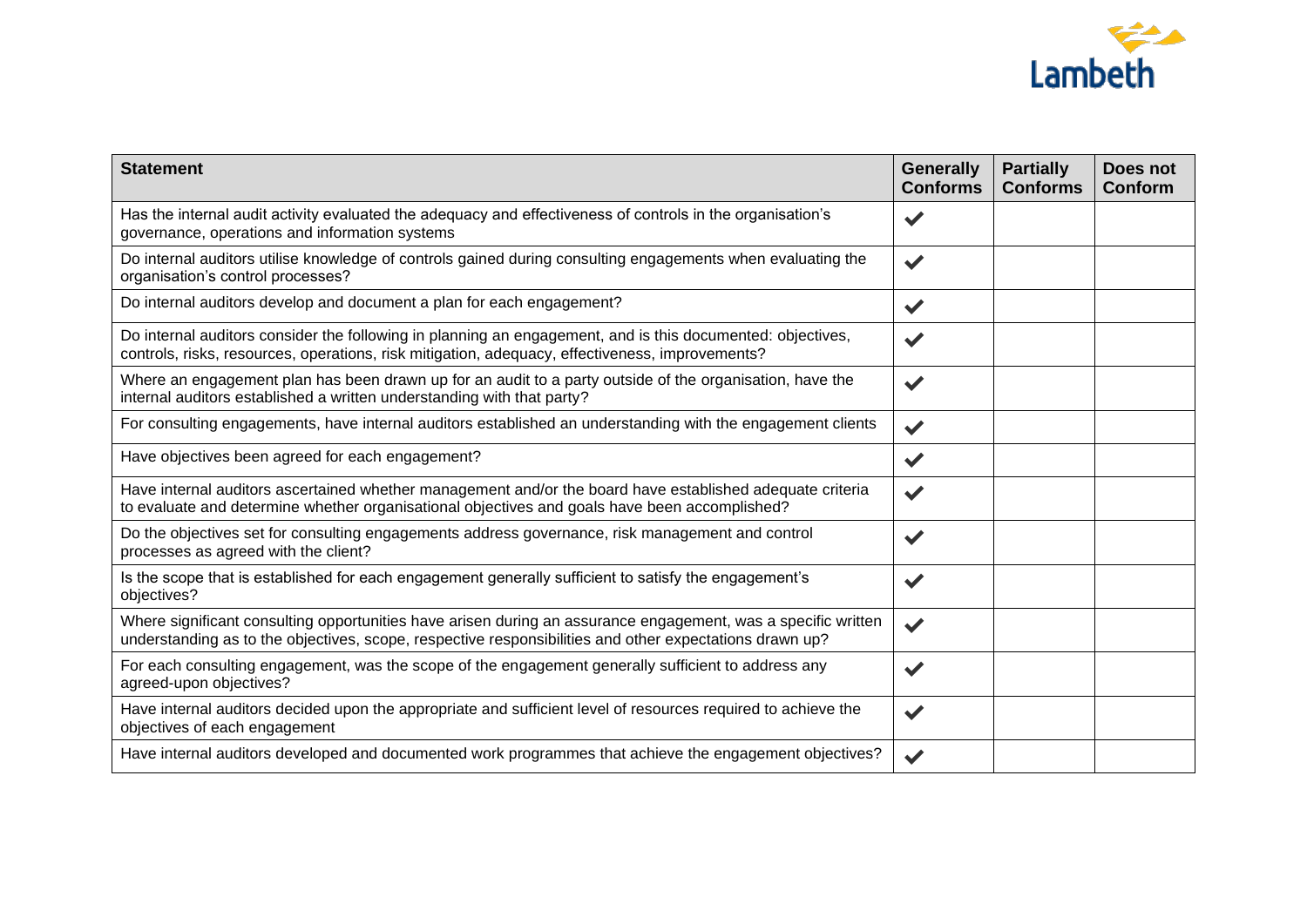| Statement | Generally Conforms | Partially Conforms | Does not Conform |
|---|---|---|---|
| Has the internal audit activity evaluated the adequacy and effectiveness of controls in the organisation's governance, operations and information systems | ✔ | | |
| Do internal auditors utilise knowledge of controls gained during consulting engagements when evaluating the organisation's control processes? | ✔ | | |
| Do internal auditors develop and document a plan for each engagement? | ✔ | | |
| Do internal auditors consider the following in planning an engagement, and is this documented: objectives, controls, risks, resources, operations, risk mitigation, adequacy, effectiveness, improvements? | ✔ | | |
| Where an engagement plan has been drawn up for an audit to a party outside of the organisation, have the internal auditors established a written understanding with that party? | ✔ | | |
| For consulting engagements, have internal auditors established an understanding with the engagement clients | ✔ | | |
| Have objectives been agreed for each engagement? | ✔ | | |
| Have internal auditors ascertained whether management and/or the board have established adequate criteria to evaluate and determine whether organisational objectives and goals have been accomplished? | ✔ | | |
| Do the objectives set for consulting engagements address governance, risk management and control processes as agreed with the client? | ✔ | | |
| Is the scope that is established for each engagement generally sufficient to satisfy the engagement's objectives? | ✔ | | |
| Where significant consulting opportunities have arisen during an assurance engagement, was a specific written understanding as to the objectives, scope, respective responsibilities and other expectations drawn up? | ✔ | | |
| For each consulting engagement, was the scope of the engagement generally sufficient to address any agreed-upon objectives? | ✔ | | |
| Have internal auditors decided upon the appropriate and sufficient level of resources required to achieve the objectives of each engagement | ✔ | | |
| Have internal auditors developed and documented work programmes that achieve the engagement objectives? | ✔ | | |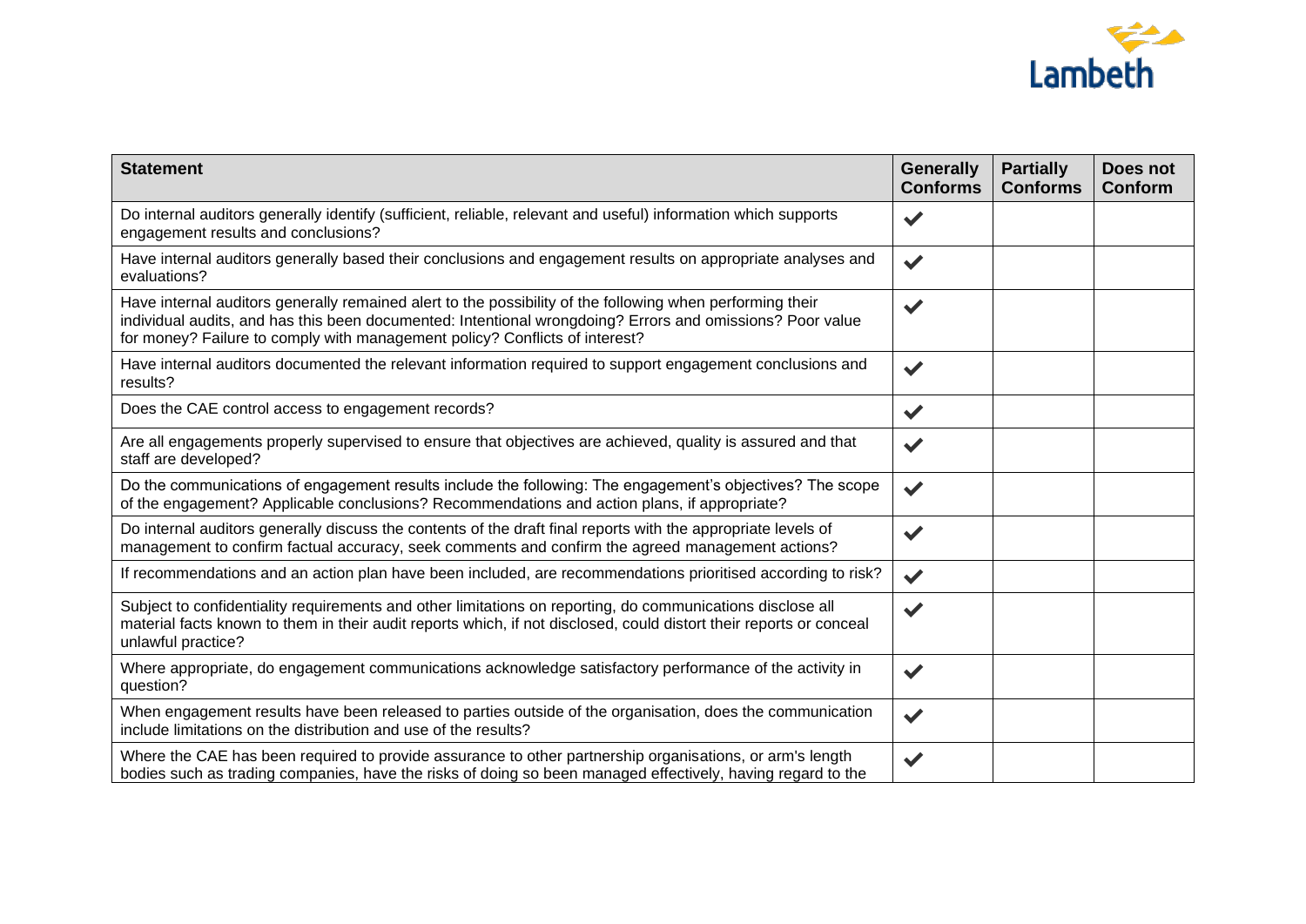| Statement | Generally Conforms | Partially Conforms | Does not Conform |
|---|---|---|---|
| Do internal auditors generally identify (sufficient, reliable, relevant and useful) information which supports engagement results and conclusions? | ✔ | | |
| Have internal auditors generally based their conclusions and engagement results on appropriate analyses and evaluations? | ✔ | | |
| Have internal auditors generally remained alert to the possibility of the following when performing their individual audits, and has this been documented: Intentional wrongdoing? Errors and omissions? Poor value for money? Failure to comply with management policy? Conflicts of interest? | ✔ | | |
| Have internal auditors documented the relevant information required to support engagement conclusions and results? | ✔ | | |
| Does the CAE control access to engagement records? | ✔ | | |
| Are all engagements properly supervised to ensure that objectives are achieved, quality is assured and that staff are developed? | ✔ | | |
| Do the communications of engagement results include the following: The engagement's objectives? The scope of the engagement? Applicable conclusions? Recommendations and action plans, if appropriate? | ✔ | | |
| Do internal auditors generally discuss the contents of the draft final reports with the appropriate levels of management to confirm factual accuracy, seek comments and confirm the agreed management actions? | ✔ | | |
| If recommendations and an action plan have been included, are recommendations prioritised according to risk? | ✔ | | |
| Subject to confidentiality requirements and other limitations on reporting, do communications disclose all material facts known to them in their audit reports which, if not disclosed, could distort their reports or conceal unlawful practice? | ✔ | | |
| Where appropriate, do engagement communications acknowledge satisfactory performance of the activity in question? | ✔ | | |
| When engagement results have been released to parties outside of the organisation, does the communication include limitations on the distribution and use of the results? | ✔ | | |
| Where the CAE has been required to provide assurance to other partnership organisations, or arm's length bodies such as trading companies, have the risks of doing so been managed effectively, having regard to the | ✔ | | |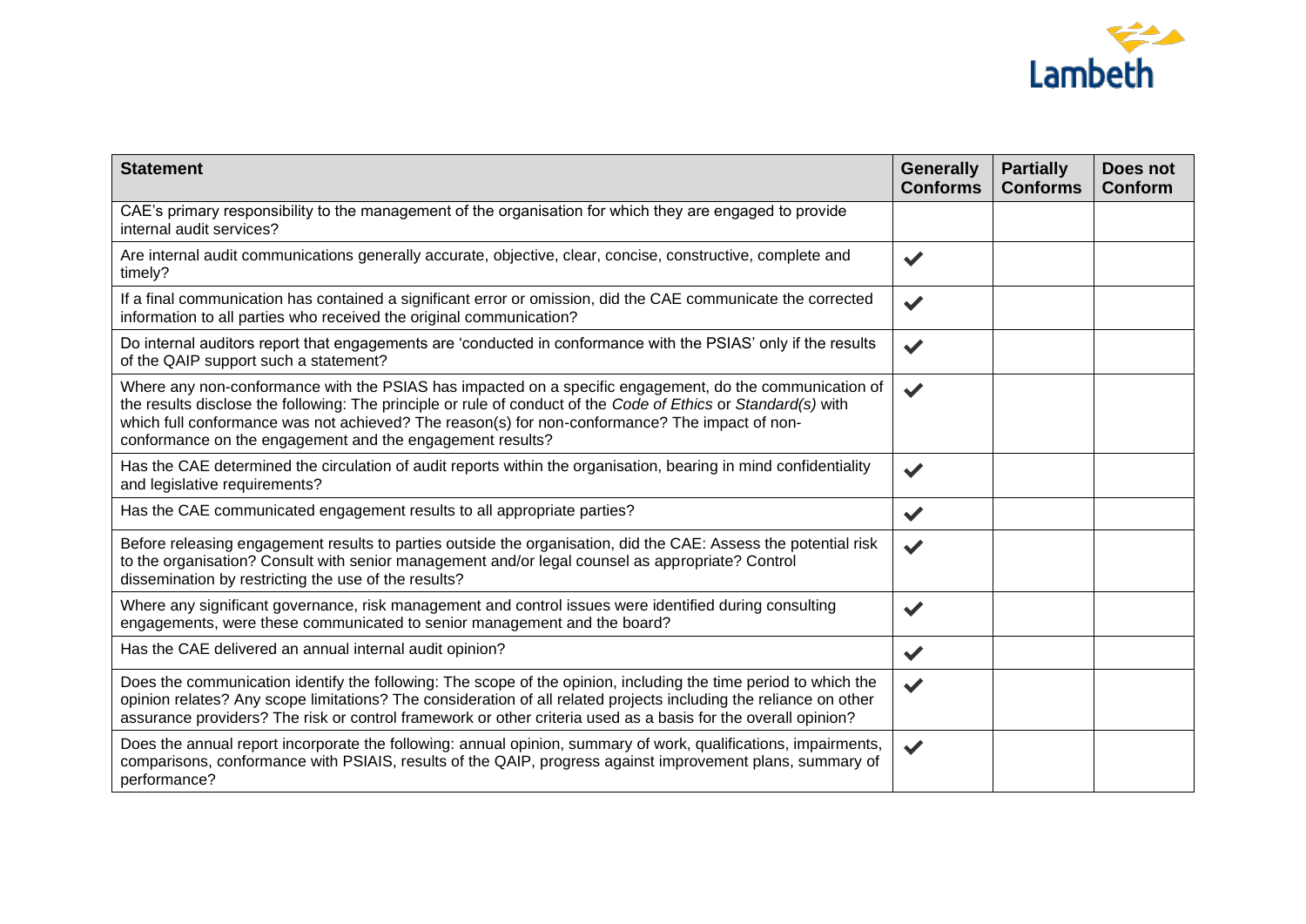| Statement | Generally Conforms | Partially Conforms | Does not Conform |
|---|---|---|---|
| CAE's primary responsibility to the management of the organisation for which they are engaged to provide internal audit services? | | | |
| Are internal audit communications generally accurate, objective, clear, concise, constructive, complete and timely? | ✔ | | |
| If a final communication has contained a significant error or omission, did the CAE communicate the corrected information to all parties who received the original communication? | ✔ | | |
| Do internal auditors report that engagements are 'conducted in conformance with the PSIAS' only if the results of the QAIP support such a statement? | ✔ | | |
| Where any non-conformance with the PSIAS has impacted on a specific engagement, do the communication of the results disclose the following: The principle or rule of conduct of the *Code of Ethics* or *Standard(s)* with which full conformance was not achieved? The reason(s) for non-conformance? The impact of non-conformance on the engagement and the engagement results? | ✔ | | |
| Has the CAE determined the circulation of audit reports within the organisation, bearing in mind confidentiality and legislative requirements? | ✔ | | |
| Has the CAE communicated engagement results to all appropriate parties? | ✔ | | |
| Before releasing engagement results to parties outside the organisation, did the CAE: Assess the potential risk to the organisation? Consult with senior management and/or legal counsel as appropriate? Control dissemination by restricting the use of the results? | ✔ | | |
| Where any significant governance, risk management and control issues were identified during consulting engagements, were these communicated to senior management and the board? | ✔ | | |
| Has the CAE delivered an annual internal audit opinion? | ✔ | | |
| Does the communication identify the following: The scope of the opinion, including the time period to which the opinion relates? Any scope limitations? The consideration of all related projects including the reliance on other assurance providers? The risk or control framework or other criteria used as a basis for the overall opinion? | ✔ | | |
| Does the annual report incorporate the following: annual opinion, summary of work, qualifications, impairments, comparisons, conformance with PSIAIS, results of the QAIP, progress against improvement plans, summary of performance? | ✔ | | |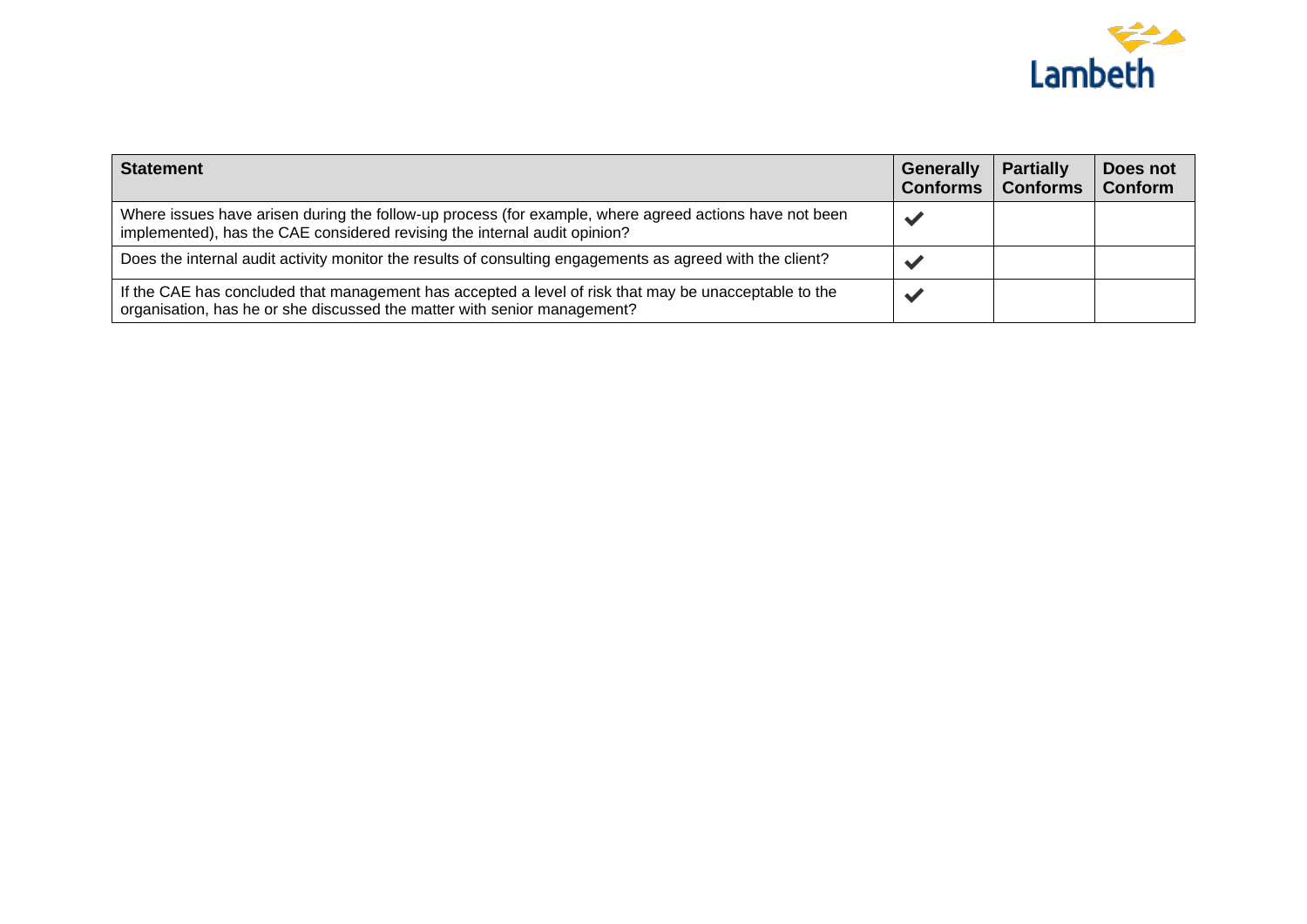| Statement | Generally Conforms | Partially Conforms | Does not Conform |
|---|---|---|---|
| Where issues have arisen during the follow-up process (for example, where agreed actions have not been implemented), has the CAE considered revising the internal audit opinion? | ✔ | | |
| Does the internal audit activity monitor the results of consulting engagements as agreed with the client? | ✔ | | |
| If the CAE has concluded that management has accepted a level of risk that may be unacceptable to the organisation, has he or she discussed the matter with senior management? | ✔ | | |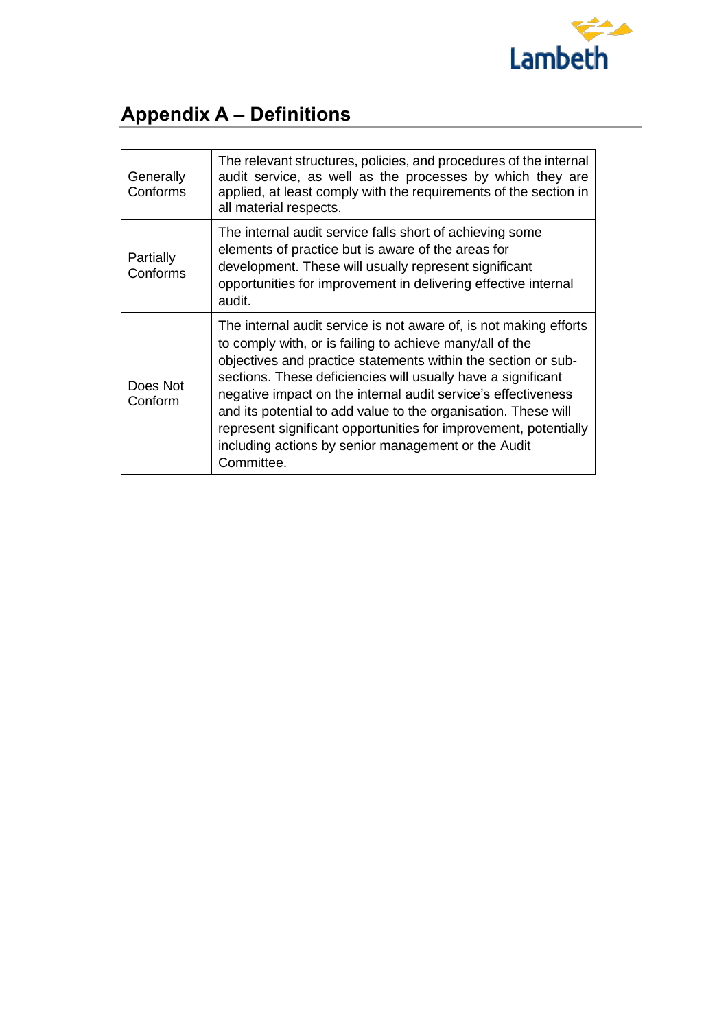## Appendix A – Definitions

| | |
|---|---|
| Generally Conforms | The relevant structures, policies, and procedures of the internal audit service, as well as the processes by which they are applied, at least comply with the requirements of the section in all material respects. |
| Partially Conforms | The internal audit service falls short of achieving some elements of practice but is aware of the areas for development. These will usually represent significant opportunities for improvement in delivering effective internal audit. |
| Does Not Conform | The internal audit service is not aware of, is not making efforts to comply with, or is failing to achieve many/all of the objectives and practice statements within the section or sub-sections. These deficiencies will usually have a significant negative impact on the internal audit service's effectiveness and its potential to add value to the organisation. These will represent significant opportunities for improvement, potentially including actions by senior management or the Audit Committee. |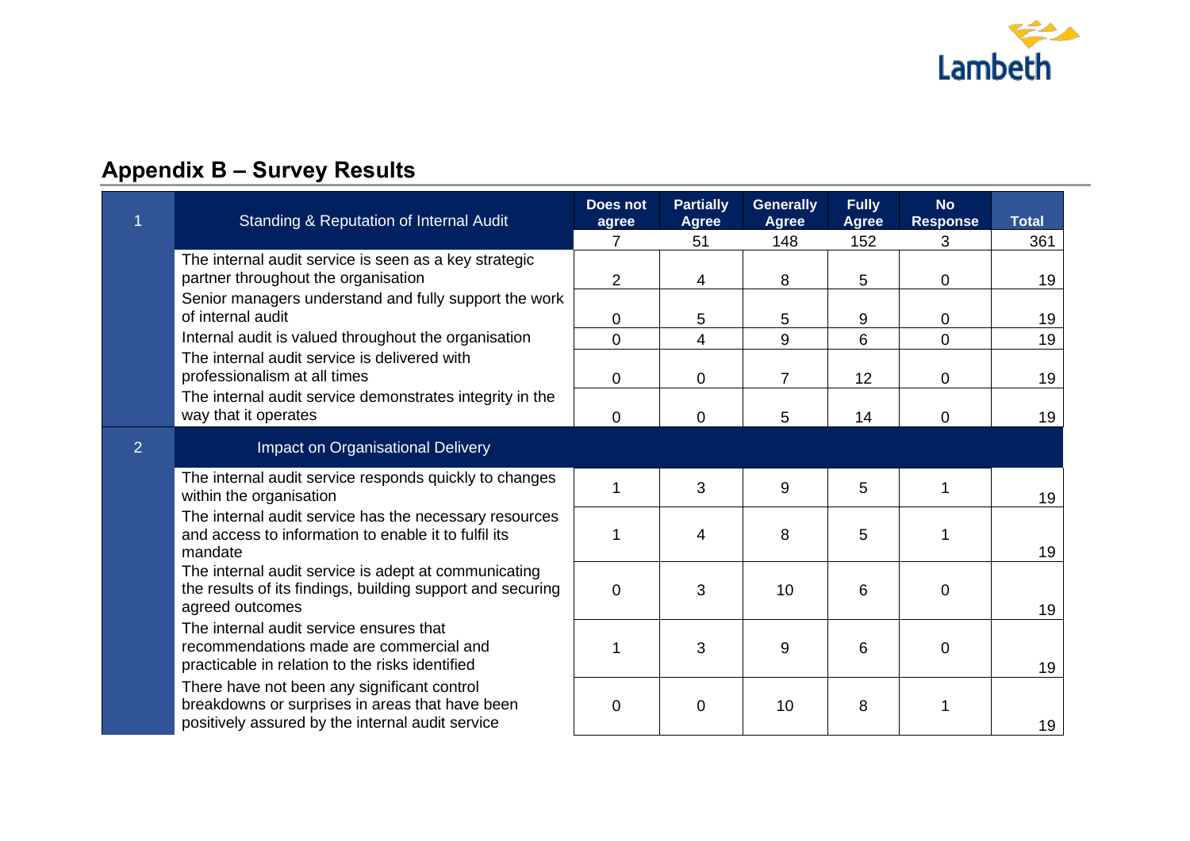## Appendix B – Survey Results

| | | Does not agree | Partially Agree | Generally Agree | Fully Agree | No Response | Total |
|---|---|---|---|---|---|---|---|
| 1 | Standing & Reputation of Internal Audit | 7 | 51 | 148 | 152 | 3 | 361 |
| | The internal audit service is seen as a key strategic partner throughout the organisation | 2 | 4 | 8 | 5 | 0 | 19 |
| | Senior managers understand and fully support the work of internal audit | 0 | 5 | 5 | 9 | 0 | 19 |
| | Internal audit is valued throughout the organisation | 0 | 4 | 9 | 6 | 0 | 19 |
| | The internal audit service is delivered with professionalism at all times | 0 | 0 | 7 | 12 | 0 | 19 |
| | The internal audit service demonstrates integrity in the way that it operates | 0 | 0 | 5 | 14 | 0 | 19 |
| 2 | Impact on Organisational Delivery | | | | | | |
| | The internal audit service responds quickly to changes within the organisation | 1 | 3 | 9 | 5 | 1 | 19 |
| | The internal audit service has the necessary resources and access to information to enable it to fulfil its mandate | 1 | 4 | 8 | 5 | 1 | 19 |
| | The internal audit service is adept at communicating the results of its findings, building support and securing agreed outcomes | 0 | 3 | 10 | 6 | 0 | 19 |
| | The internal audit service ensures that recommendations made are commercial and practicable in relation to the risks identified | 1 | 3 | 9 | 6 | 0 | 19 |
| | There have not been any significant control breakdowns or surprises in areas that have been positively assured by the internal audit service | 0 | 0 | 10 | 8 | 1 | 19 |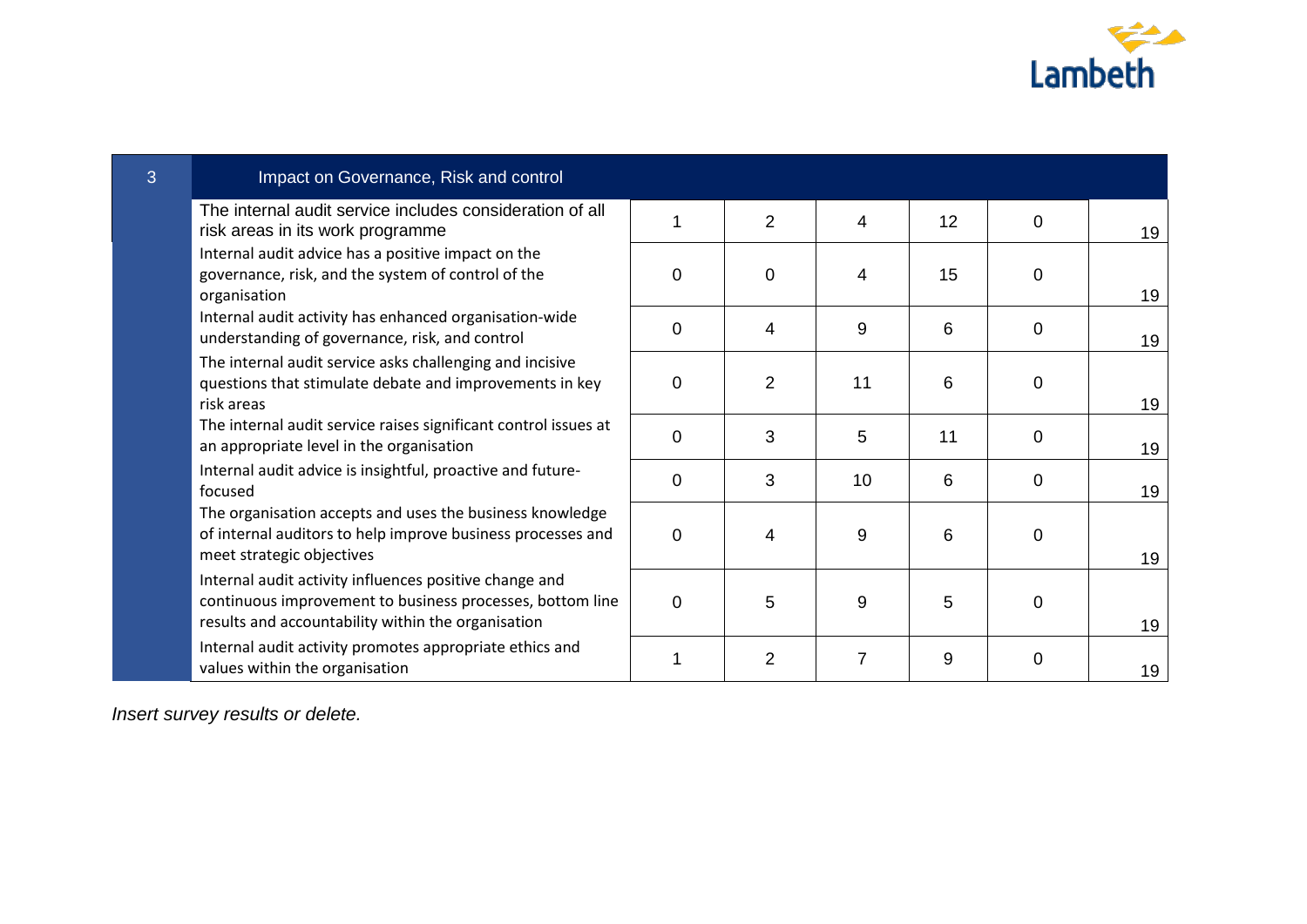| 3 | Impact on Governance, Risk and control | | | | | | |
|---|---|---|---|---|---|---|---|
| | The internal audit service includes consideration of all risk areas in its work programme | 1 | 2 | 4 | 12 | 0 | 19 |
| | Internal audit advice has a positive impact on the governance, risk, and the system of control of the organisation | 0 | 0 | 4 | 15 | 0 | 19 |
| | Internal audit activity has enhanced organisation-wide understanding of governance, risk, and control | 0 | 4 | 9 | 6 | 0 | 19 |
| | The internal audit service asks challenging and incisive questions that stimulate debate and improvements in key risk areas | 0 | 2 | 11 | 6 | 0 | 19 |
| | The internal audit service raises significant control issues at an appropriate level in the organisation | 0 | 3 | 5 | 11 | 0 | 19 |
| | Internal audit advice is insightful, proactive and future-focused | 0 | 3 | 10 | 6 | 0 | 19 |
| | The organisation accepts and uses the business knowledge of internal auditors to help improve business processes and meet strategic objectives | 0 | 4 | 9 | 6 | 0 | 19 |
| | Internal audit activity influences positive change and continuous improvement to business processes, bottom line results and accountability within the organisation | 0 | 5 | 9 | 5 | 0 | 19 |
| | Internal audit activity promotes appropriate ethics and values within the organisation | 1 | 2 | 7 | 9 | 0 | 19 |

*Insert survey results or delete.*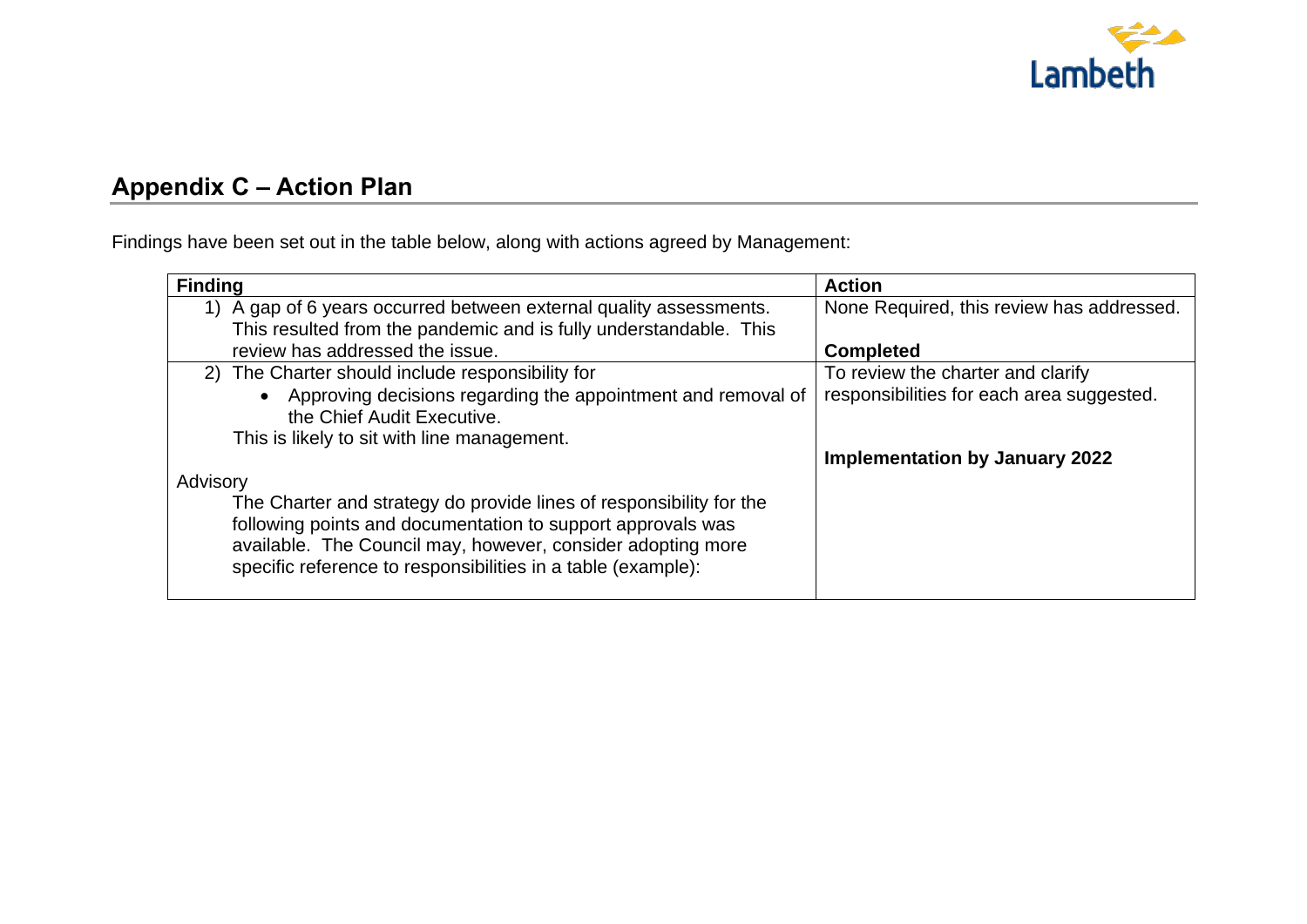## Appendix C – Action Plan

Findings have been set out in the table below, along with actions agreed by Management:

| Finding | Action |
|---|---|
| 1) A gap of 6 years occurred between external quality assessments. This resulted from the pandemic and is fully understandable. This review has addressed the issue. | None Required, this review has addressed.<br><br>**Completed** |
| 2) The Charter should include responsibility for<br>• Approving decisions regarding the appointment and removal of the Chief Audit Executive.<br>This is likely to sit with line management.<br><br>Advisory<br>The Charter and strategy do provide lines of responsibility for the following points and documentation to support approvals was available. The Council may, however, consider adopting more specific reference to responsibilities in a table (example): | To review the charter and clarify responsibilities for each area suggested.<br><br>**Implementation by January 2022** |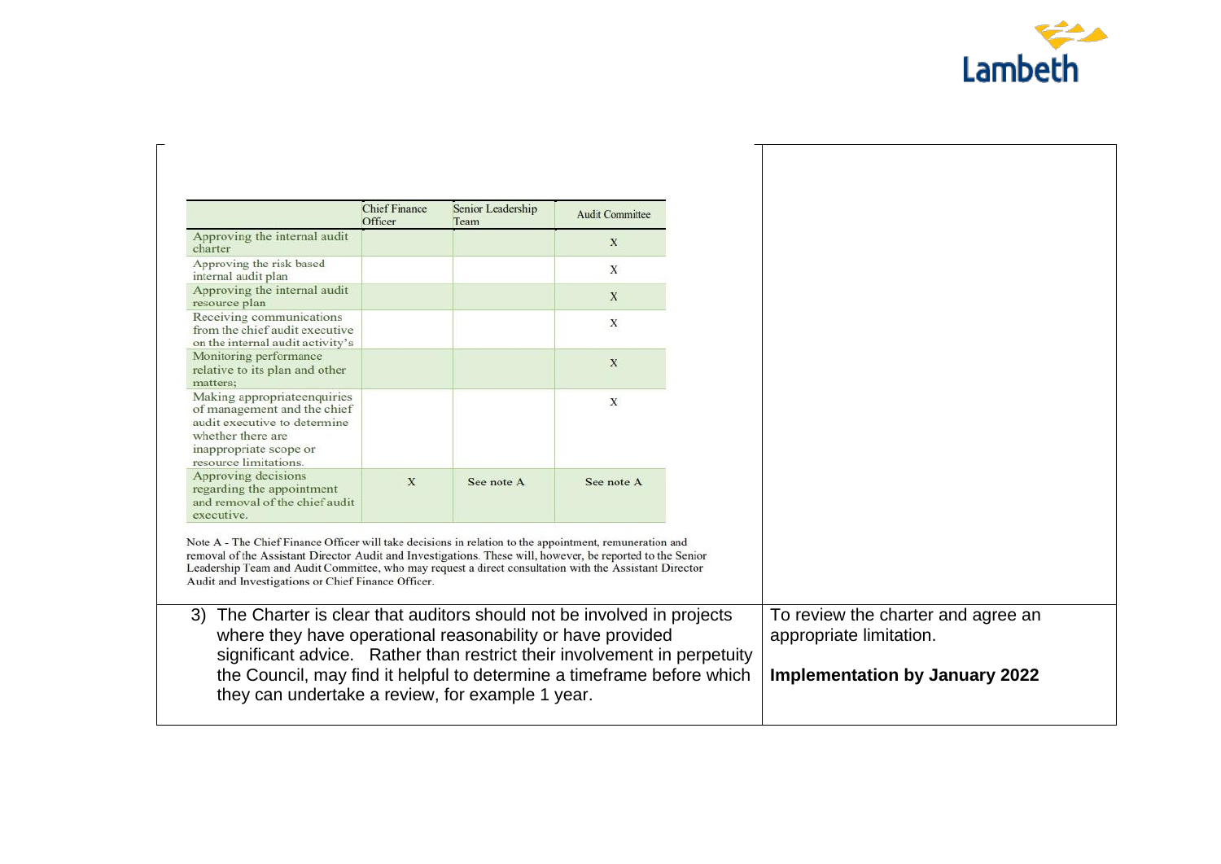| | Chief Finance Officer | Senior Leadership Team | Audit Committee |
|---|---|---|---|
| Approving the internal audit charter | | | X |
| Approving the risk based internal audit plan | | | X |
| Approving the internal audit resource plan | | | X |
| Receiving communications from the chief audit executive on the internal audit activity's | | | X |
| Monitoring performance relative to its plan and other matters; | | | X |
| Making appropriateenquiries of management and the chief audit executive to determine whether there are inappropriate scope or resource limitations. | | | X |
| Approving decisions regarding the appointment and removal of the chief audit executive. | X | See note A | See note A |

Note A - The Chief Finance Officer will take decisions in relation to the appointment, remuneration and removal of the Assistant Director Audit and Investigations. These will, however, be reported to the Senior Leadership Team and Audit Committee, who may request a direct consultation with the Assistant Director Audit and Investigations or Chief Finance Officer.

| | |
|---|---|
| 3) The Charter is clear that auditors should not be involved in projects where they have operational reasonability or have provided significant advice. Rather than restrict their involvement in perpetuity the Council, may find it helpful to determine a timeframe before which they can undertake a review, for example 1 year. | To review the charter and agree an appropriate limitation.<br><br>**Implementation by January 2022** |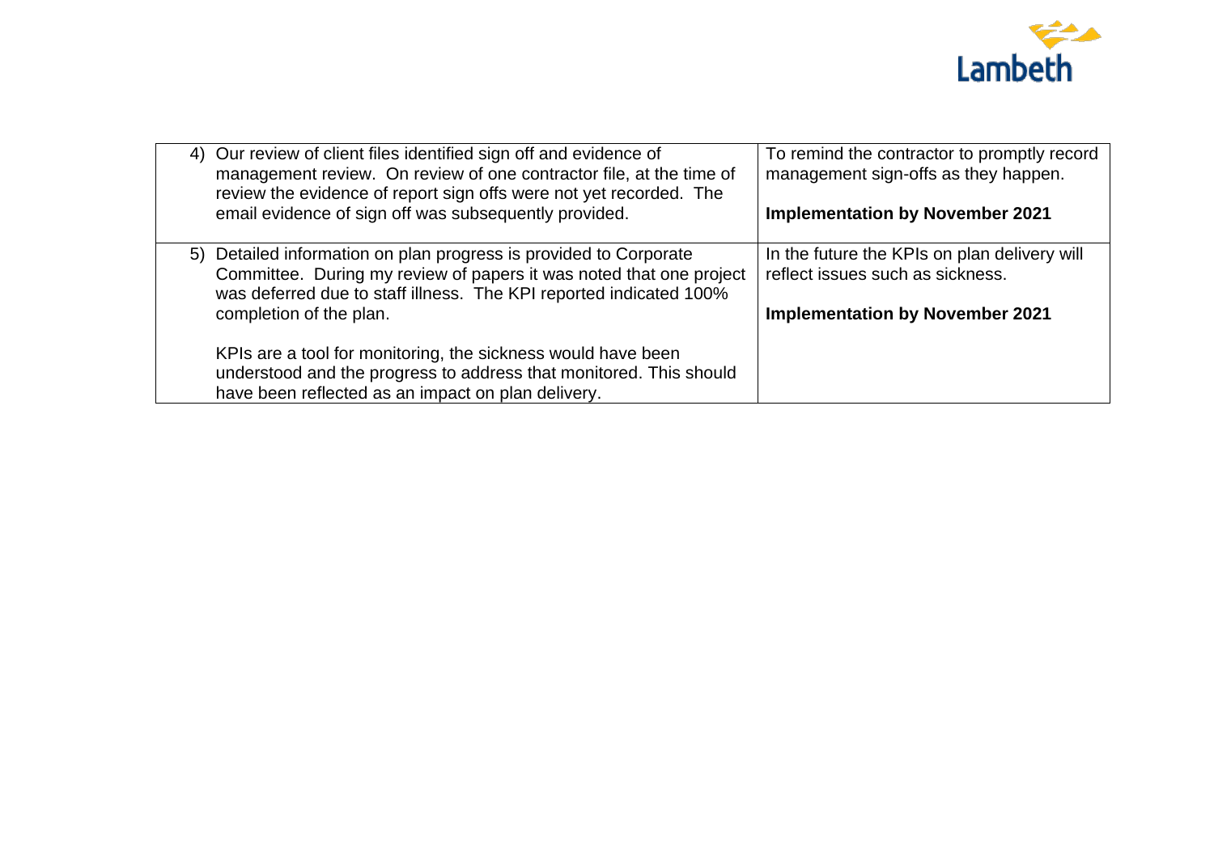| | |
|---|---|
| 4) Our review of client files identified sign off and evidence of management review. On review of one contractor file, at the time of review the evidence of report sign offs were not yet recorded. The email evidence of sign off was subsequently provided. | To remind the contractor to promptly record management sign-offs as they happen.<br><br>**Implementation by November 2021** |
| 5) Detailed information on plan progress is provided to Corporate Committee. During my review of papers it was noted that one project was deferred due to staff illness. The KPI reported indicated 100% completion of the plan.<br><br>KPIs are a tool for monitoring, the sickness would have been understood and the progress to address that monitored. This should have been reflected as an impact on plan delivery. | In the future the KPIs on plan delivery will reflect issues such as sickness.<br><br>**Implementation by November 2021** |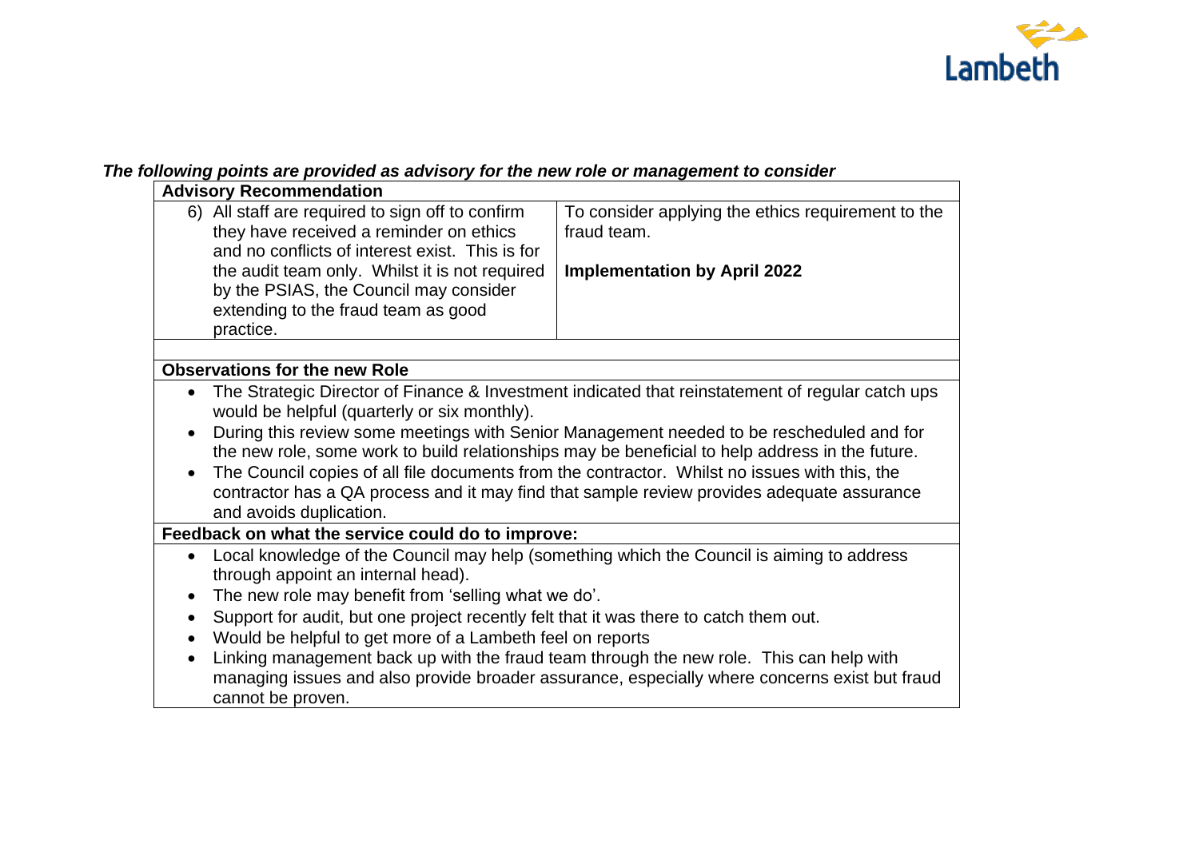***The following points are provided as advisory for the new role or management to consider***

| **Advisory Recommendation** | |
| --- | --- |
| 6) All staff are required to sign off to confirm they have received a reminder on ethics and no conflicts of interest exist. This is for the audit team only. Whilst it is not required by the PSIAS, the Council may consider extending to the fraud team as good practice. | To consider applying the ethics requirement to the fraud team.<br><br>**Implementation by April 2022** |

**Observations for the new Role**

- The Strategic Director of Finance & Investment indicated that reinstatement of regular catch ups would be helpful (quarterly or six monthly).
- During this review some meetings with Senior Management needed to be rescheduled and for the new role, some work to build relationships may be beneficial to help address in the future.
- The Council copies of all file documents from the contractor. Whilst no issues with this, the contractor has a QA process and it may find that sample review provides adequate assurance and avoids duplication.

**Feedback on what the service could do to improve:**

- Local knowledge of the Council may help (something which the Council is aiming to address through appoint an internal head).
- The new role may benefit from 'selling what we do'.
- Support for audit, but one project recently felt that it was there to catch them out.
- Would be helpful to get more of a Lambeth feel on reports
- Linking management back up with the fraud team through the new role. This can help with managing issues and also provide broader assurance, especially where concerns exist but fraud cannot be proven.